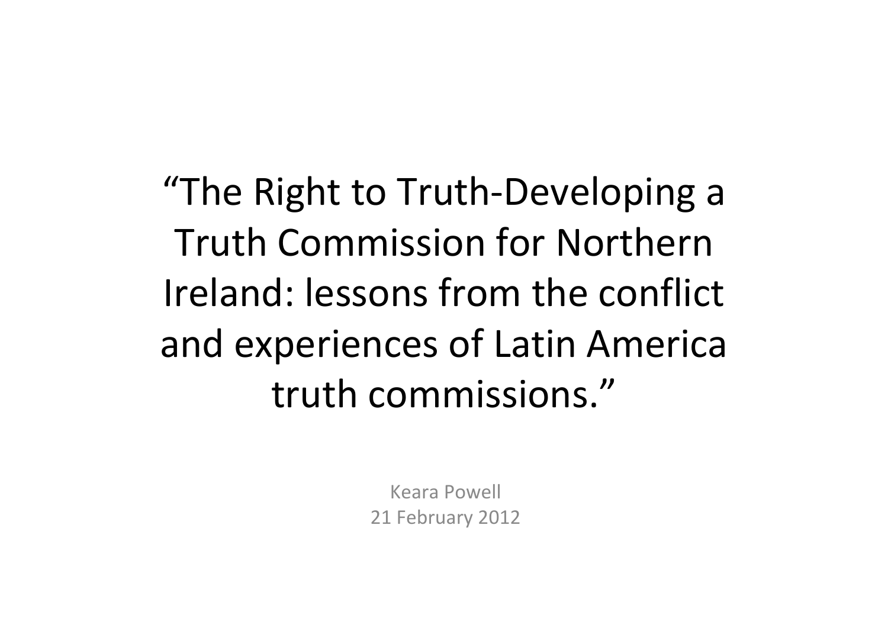# “The Right to Truth-Developing a Truth Commission for Northern Ireland: lessons from the conflict and experiences of Latin America truth commissions.”

Keara Powell
21 February 2012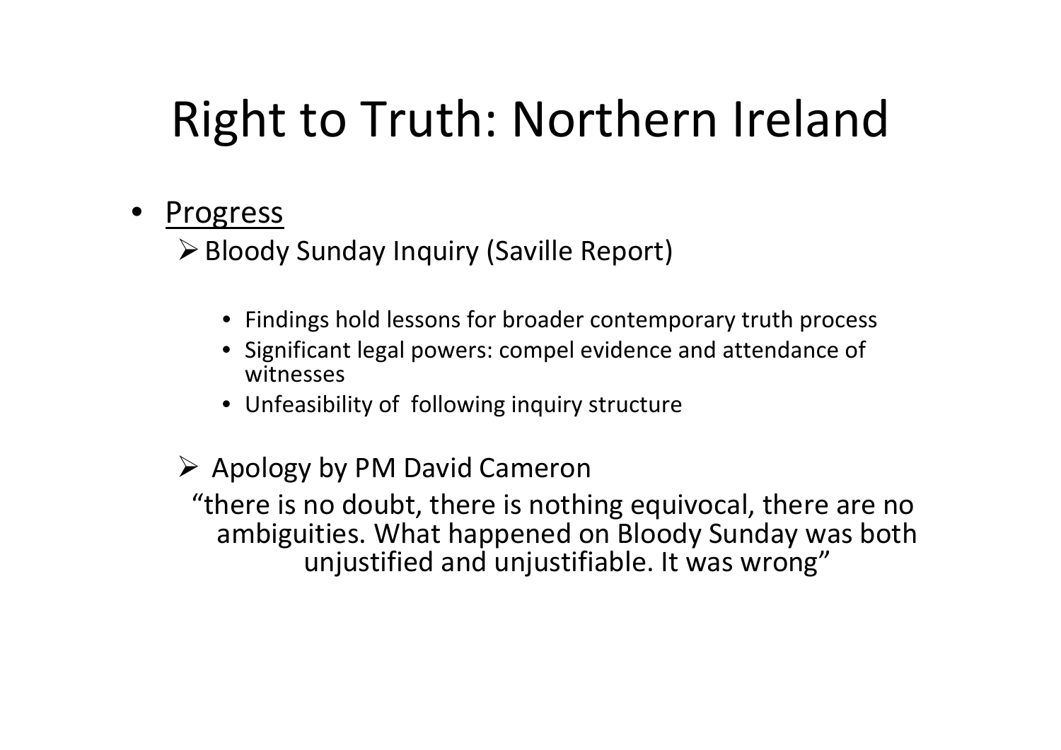# Right to Truth: Northern Ireland

- <u>Progress</u>
  - Bloody Sunday Inquiry (Saville Report)
    - Findings hold lessons for broader contemporary truth process
    - Significant legal powers: compel evidence and attendance of witnesses
    - Unfeasibility of following inquiry structure
  - Apology by PM David Cameron

    "there is no doubt, there is nothing equivocal, there are no ambiguities. What happened on Bloody Sunday was both unjustified and unjustifiable. It was wrong"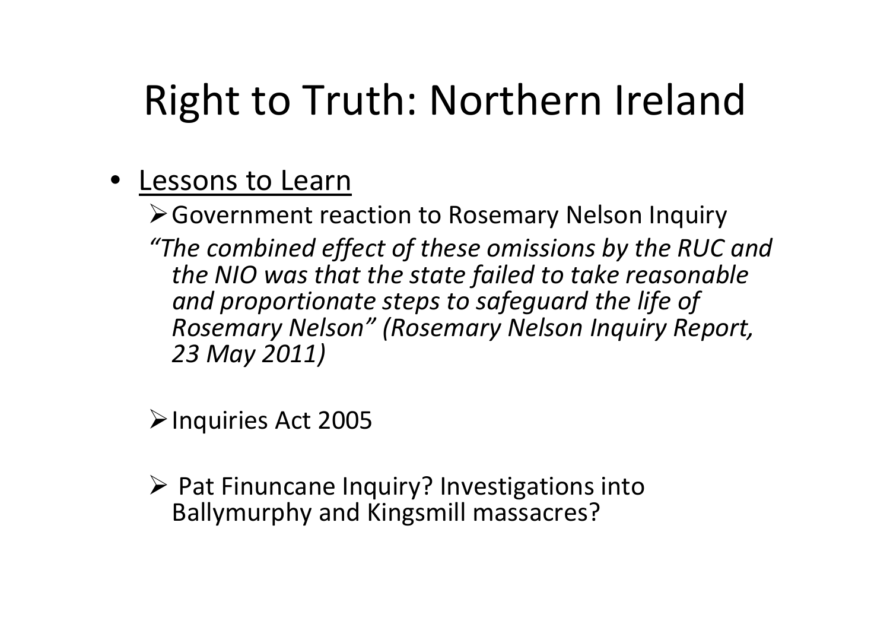# Right to Truth: Northern Ireland

- Lessons to Learn
  - Government reaction to Rosemary Nelson Inquiry

    *"The combined effect of these omissions by the RUC and the NIO was that the state failed to take reasonable and proportionate steps to safeguard the life of Rosemary Nelson" (Rosemary Nelson Inquiry Report, 23 May 2011)*

  - Inquiries Act 2005

  - Pat Finuncane Inquiry? Investigations into Ballymurphy and Kingsmill massacres?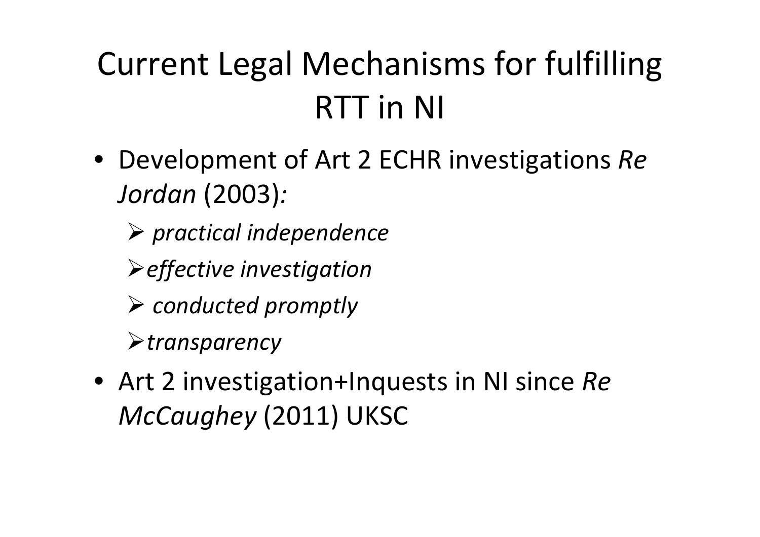# Current Legal Mechanisms for fulfilling RTT in NI

- Development of Art 2 ECHR investigations *Re Jordan* (2003)*:*
  - *practical independence*
  - *effective investigation*
  - *conducted promptly*
  - *transparency*
- Art 2 investigation+Inquests in NI since *Re McCaughey* (2011) UKSC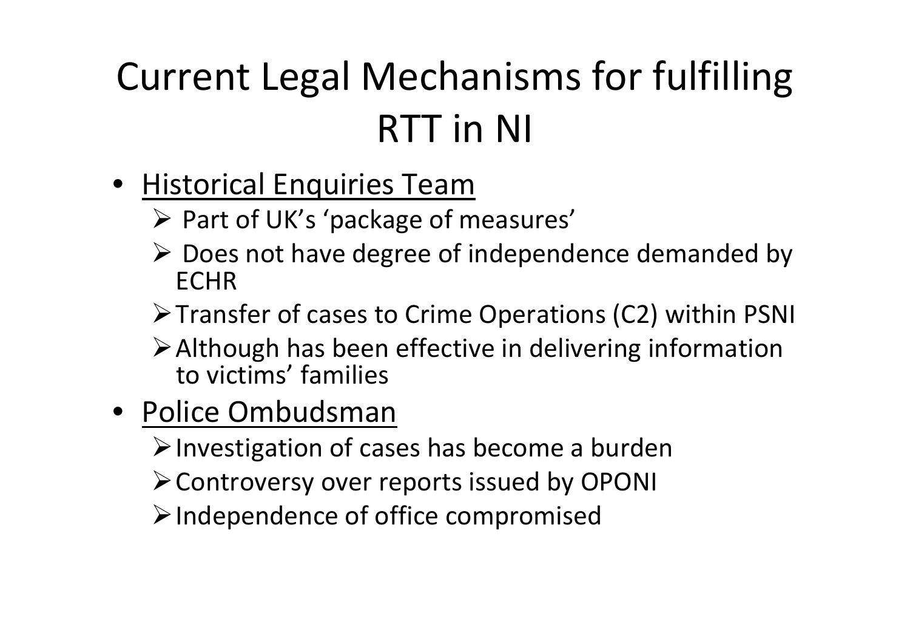# Current Legal Mechanisms for fulfilling RTT in NI

- Historical Enquiries Team
  - Part of UK's 'package of measures'
  - Does not have degree of independence demanded by ECHR
  - Transfer of cases to Crime Operations (C2) within PSNI
  - Although has been effective in delivering information to victims' families
- Police Ombudsman
  - Investigation of cases has become a burden
  - Controversy over reports issued by OPONI
  - Independence of office compromised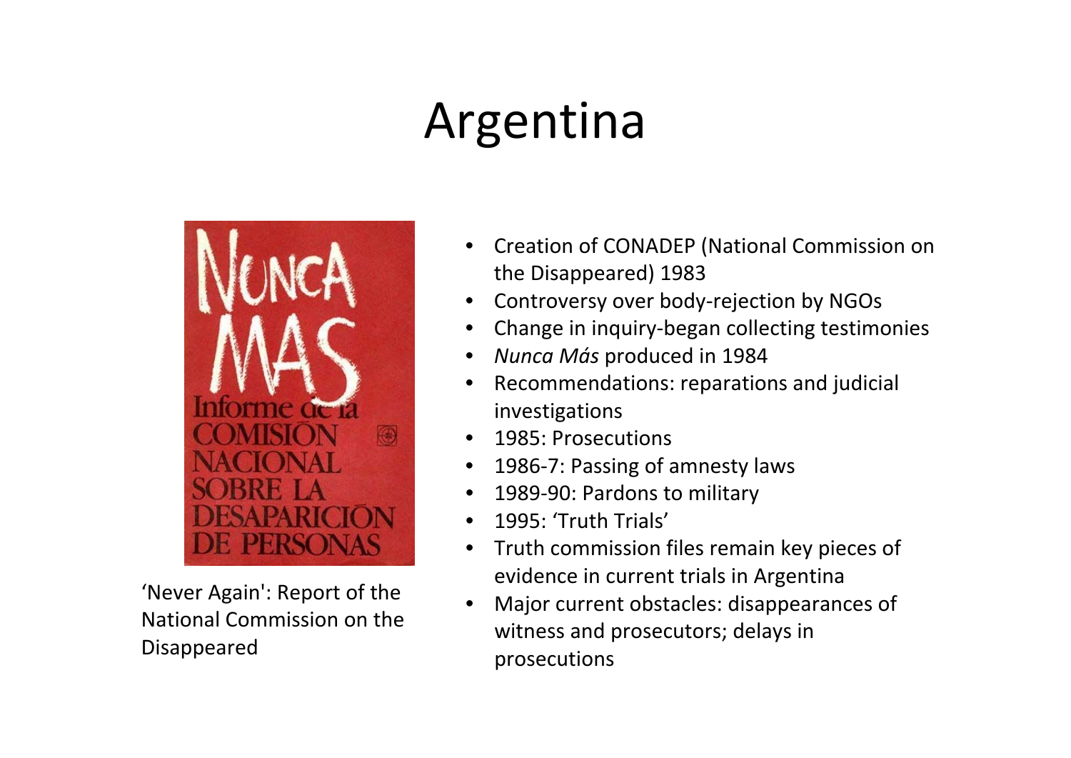# Argentina

'Never Again': Report of the National Commission on the Disappeared

- Creation of CONADEP (National Commission on the Disappeared) 1983
- Controversy over body-rejection by NGOs
- Change in inquiry-began collecting testimonies
- *Nunca Más* produced in 1984
- Recommendations: reparations and judicial investigations
- 1985: Prosecutions
- 1986-7: Passing of amnesty laws
- 1989-90: Pardons to military
- 1995: 'Truth Trials'
- Truth commission files remain key pieces of evidence in current trials in Argentina
- Major current obstacles: disappearances of witness and prosecutors; delays in prosecutions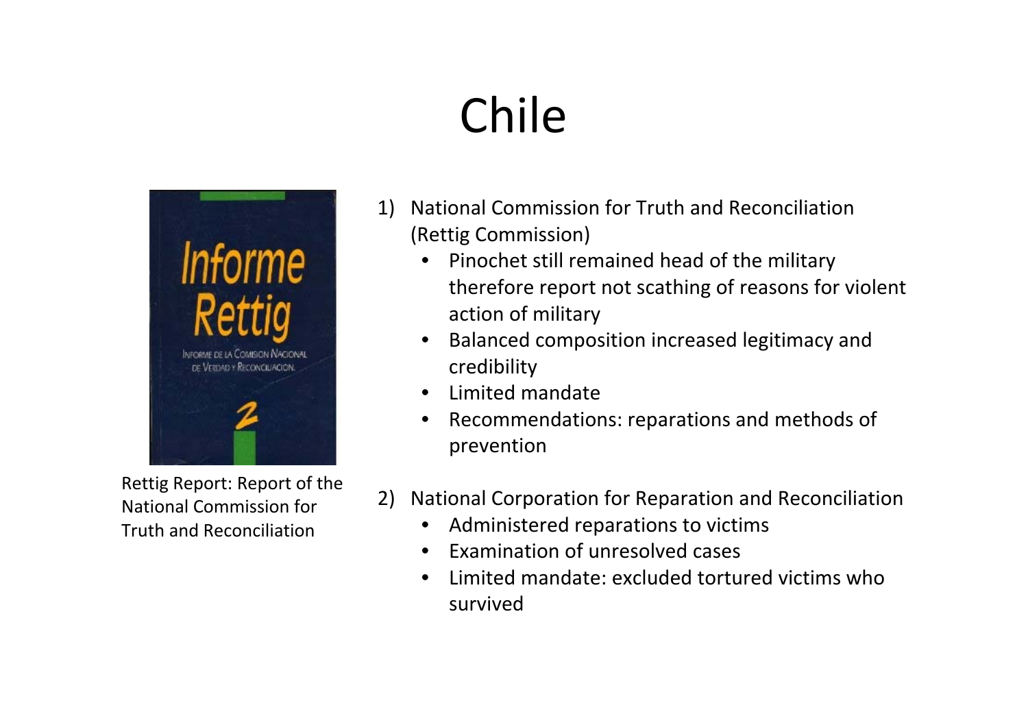# Chile

Rettig Report: Report of the National Commission for Truth and Reconciliation

1) National Commission for Truth and Reconciliation (Rettig Commission)
   - Pinochet still remained head of the military therefore report not scathing of reasons for violent action of military
   - Balanced composition increased legitimacy and credibility
   - Limited mandate
   - Recommendations: reparations and methods of prevention

2) National Corporation for Reparation and Reconciliation
   - Administered reparations to victims
   - Examination of unresolved cases
   - Limited mandate: excluded tortured victims who survived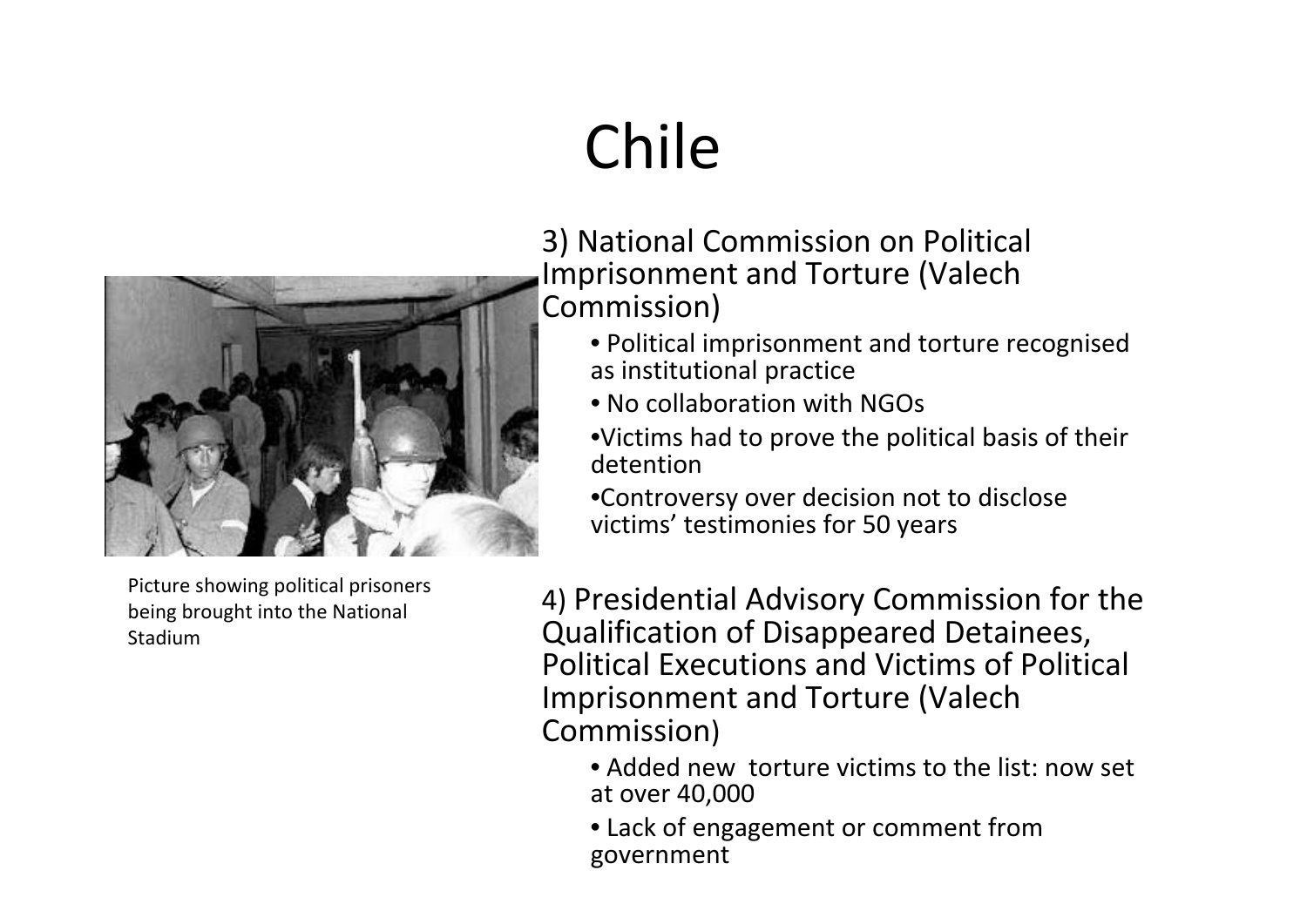# Chile

Picture showing political prisoners being brought into the National Stadium

3) National Commission on Political Imprisonment and Torture (Valech Commission)

- Political imprisonment and torture recognised as institutional practice
- No collaboration with NGOs
- Victims had to prove the political basis of their detention
- Controversy over decision not to disclose victims' testimonies for 50 years

4) Presidential Advisory Commission for the Qualification of Disappeared Detainees, Political Executions and Victims of Political Imprisonment and Torture (Valech Commission)

- Added new torture victims to the list: now set at over 40,000
- Lack of engagement or comment from government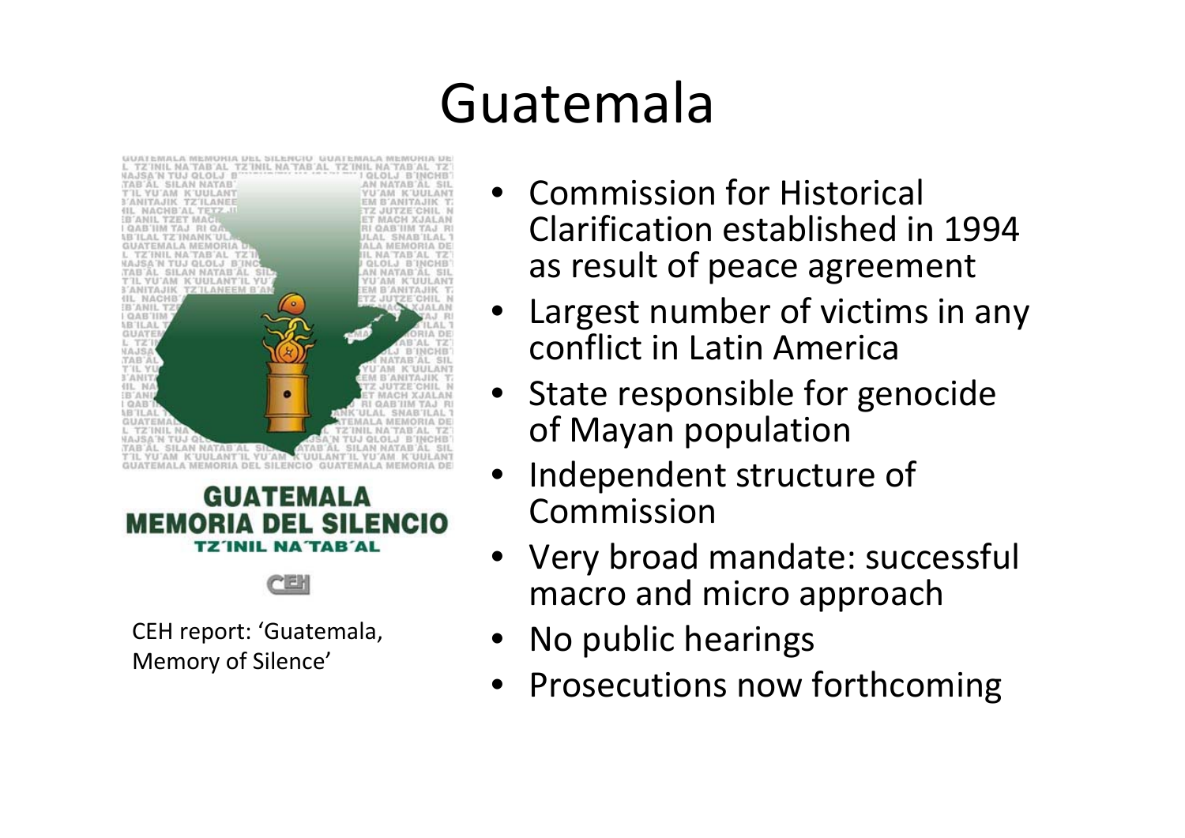# Guatemala

CEH report: 'Guatemala, Memory of Silence'

- Commission for Historical Clarification established in 1994 as result of peace agreement
- Largest number of victims in any conflict in Latin America
- State responsible for genocide of Mayan population
- Independent structure of Commission
- Very broad mandate: successful macro and micro approach
- No public hearings
- Prosecutions now forthcoming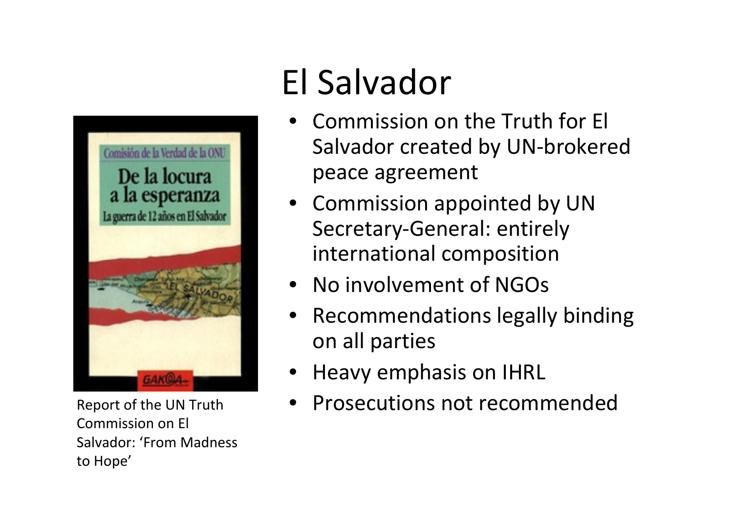# El Salvador

- Commission on the Truth for El Salvador created by UN-brokered peace agreement
- Commission appointed by UN Secretary-General: entirely international composition
- No involvement of NGOs
- Recommendations legally binding on all parties
- Heavy emphasis on IHRL
- Prosecutions not recommended

Report of the UN Truth Commission on El Salvador: 'From Madness to Hope'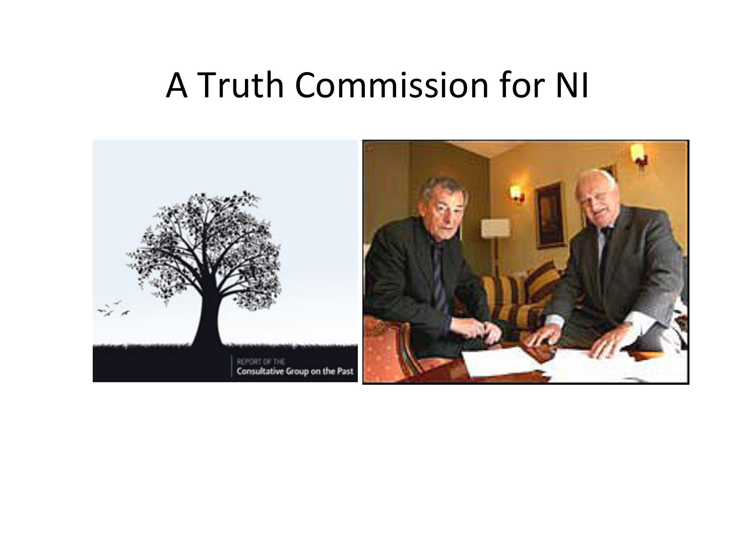# A Truth Commission for NI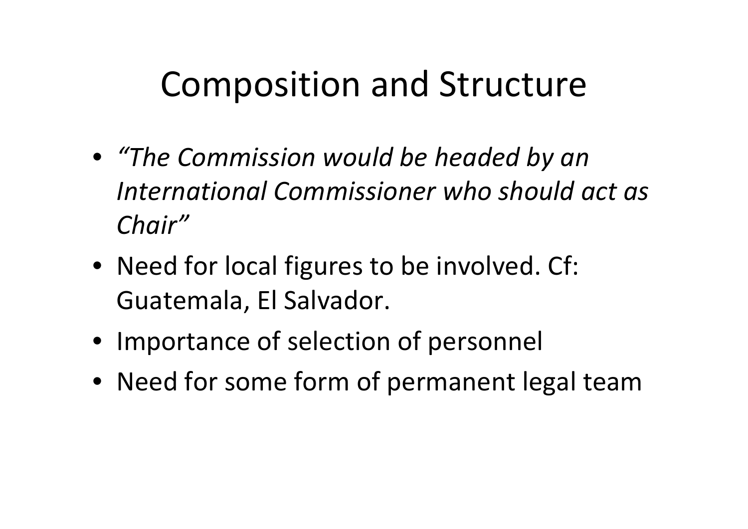# Composition and Structure

- *"The Commission would be headed by an International Commissioner who should act as Chair"*
- Need for local figures to be involved. Cf: Guatemala, El Salvador.
- Importance of selection of personnel
- Need for some form of permanent legal team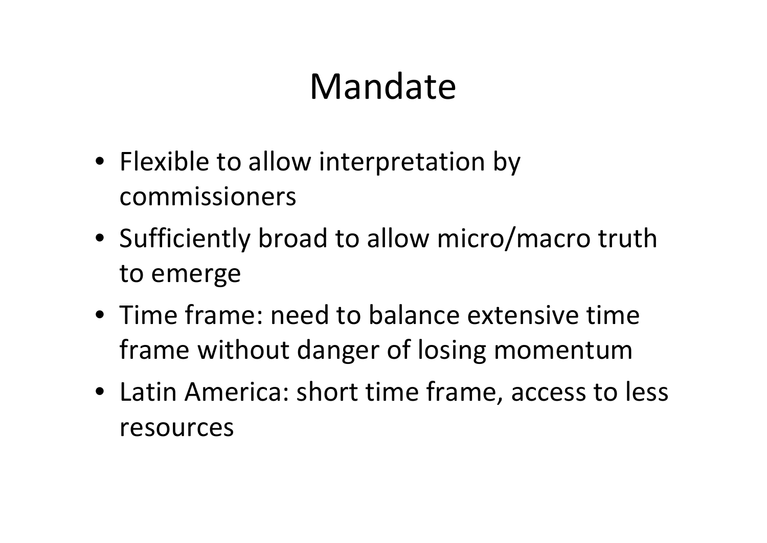# Mandate

- Flexible to allow interpretation by commissioners
- Sufficiently broad to allow micro/macro truth to emerge
- Time frame: need to balance extensive time frame without danger of losing momentum
- Latin America: short time frame, access to less resources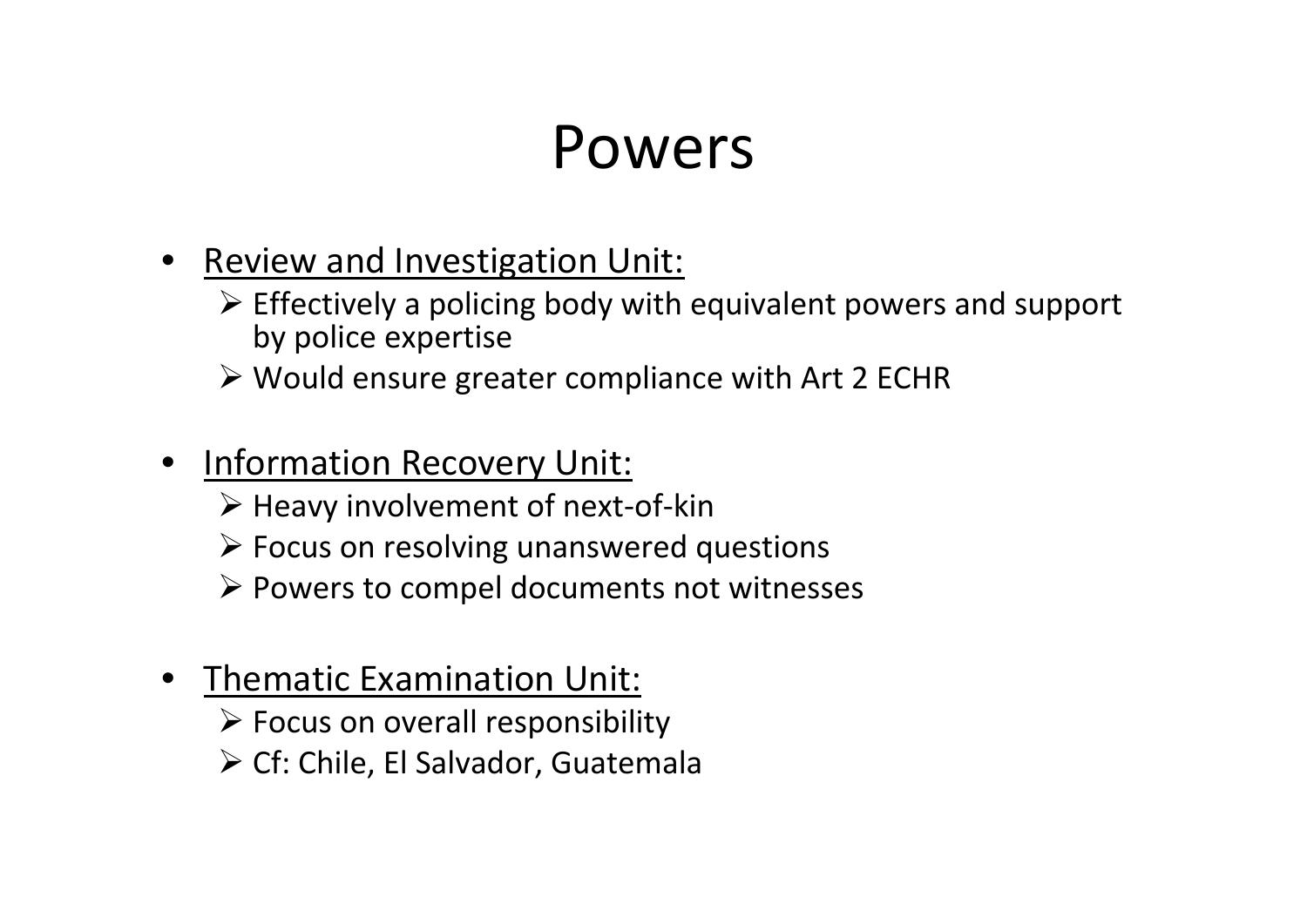# Powers

- Review and Investigation Unit:
  - Effectively a policing body with equivalent powers and support by police expertise
  - Would ensure greater compliance with Art 2 ECHR
- Information Recovery Unit:
  - Heavy involvement of next-of-kin
  - Focus on resolving unanswered questions
  - Powers to compel documents not witnesses
- Thematic Examination Unit:
  - Focus on overall responsibility
  - Cf: Chile, El Salvador, Guatemala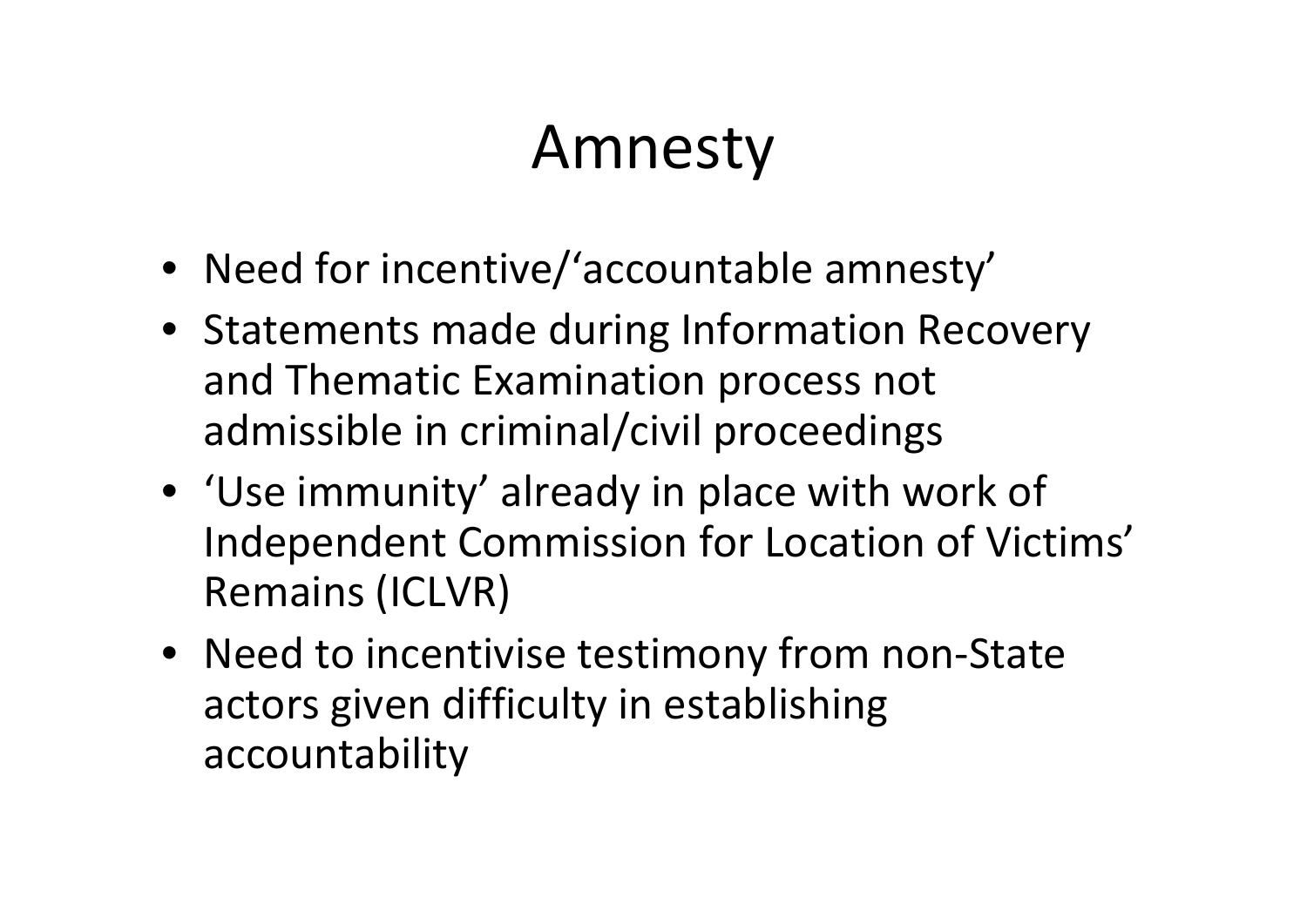# Amnesty

- Need for incentive/'accountable amnesty'
- Statements made during Information Recovery and Thematic Examination process not admissible in criminal/civil proceedings
- 'Use immunity' already in place with work of Independent Commission for Location of Victims' Remains (ICLVR)
- Need to incentivise testimony from non-State actors given difficulty in establishing accountability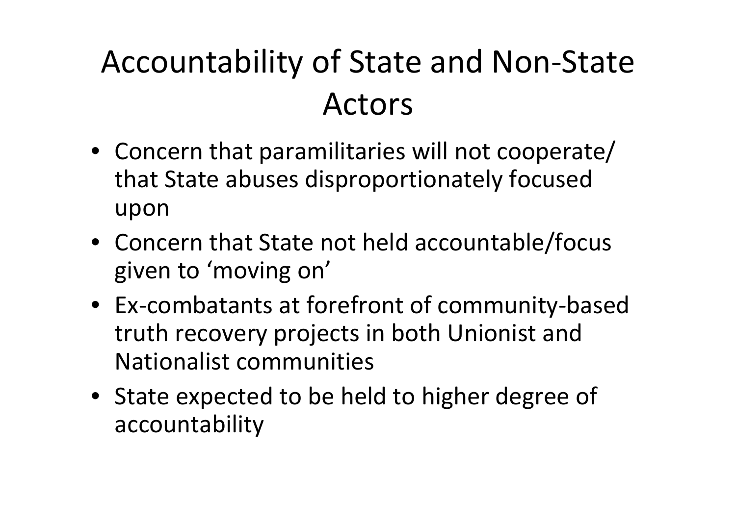# Accountability of State and Non-State Actors

- Concern that paramilitaries will not cooperate/ that State abuses disproportionately focused upon
- Concern that State not held accountable/focus given to 'moving on'
- Ex-combatants at forefront of community-based truth recovery projects in both Unionist and Nationalist communities
- State expected to be held to higher degree of accountability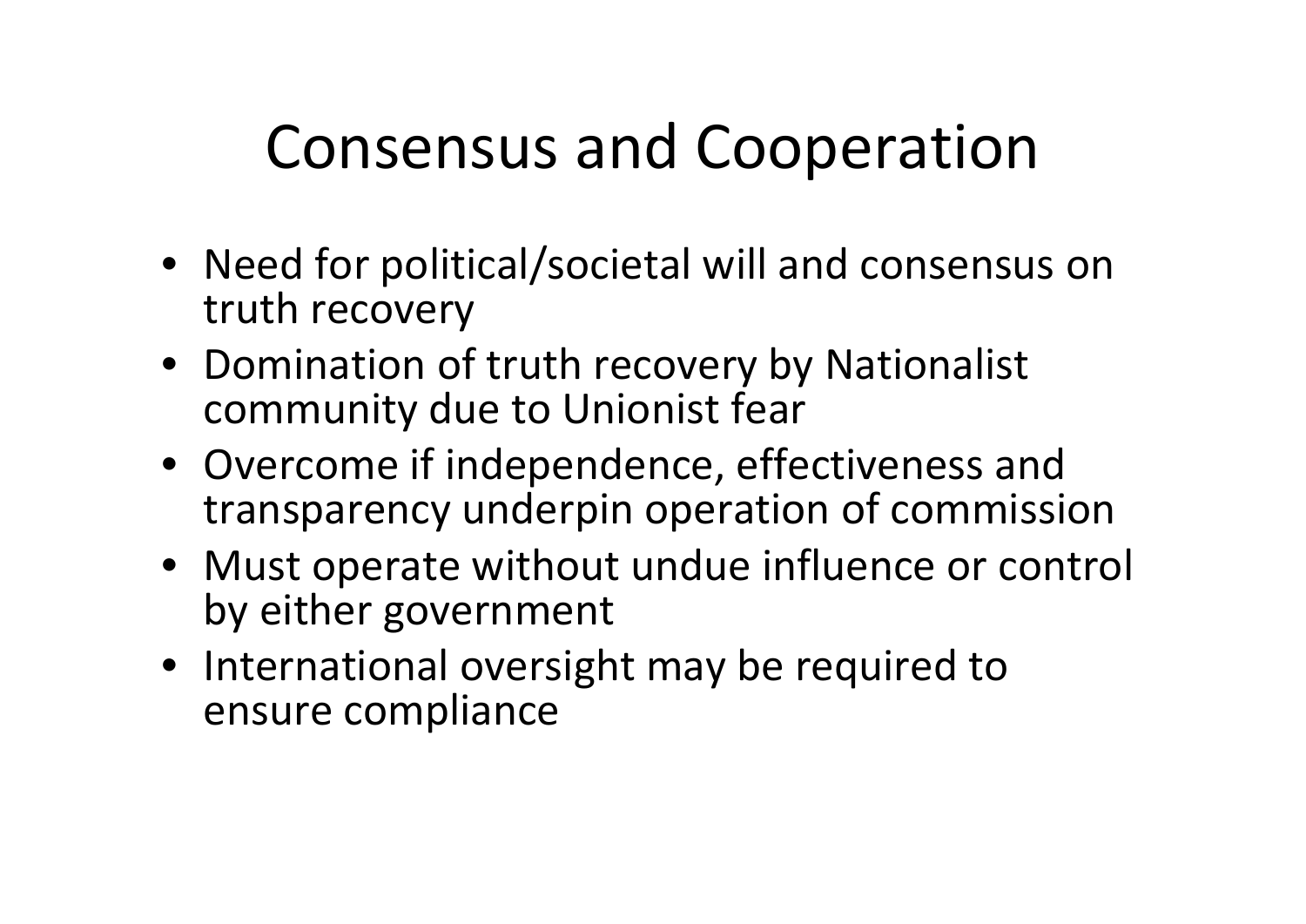# Consensus and Cooperation

- Need for political/societal will and consensus on truth recovery
- Domination of truth recovery by Nationalist community due to Unionist fear
- Overcome if independence, effectiveness and transparency underpin operation of commission
- Must operate without undue influence or control by either government
- International oversight may be required to ensure compliance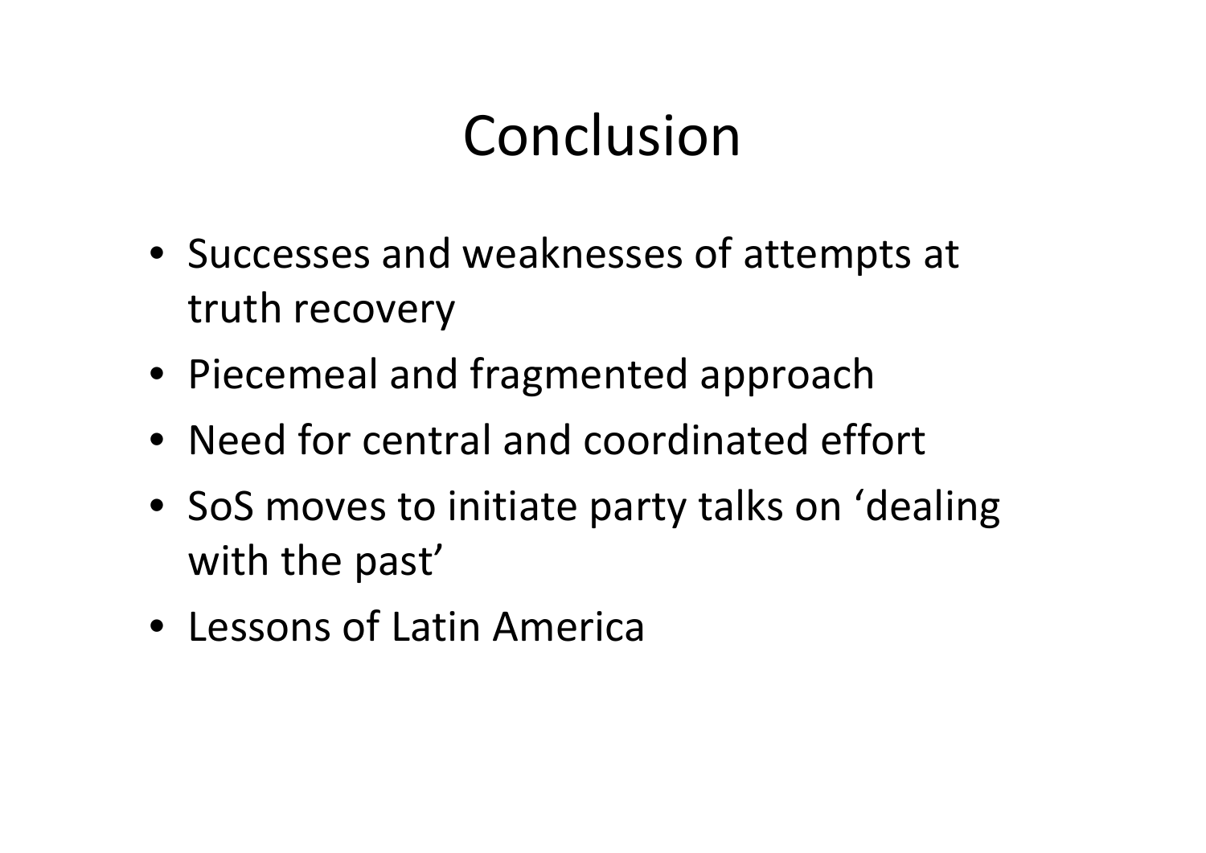# Conclusion

- Successes and weaknesses of attempts at truth recovery
- Piecemeal and fragmented approach
- Need for central and coordinated effort
- SoS moves to initiate party talks on ‘dealing with the past’
- Lessons of Latin America